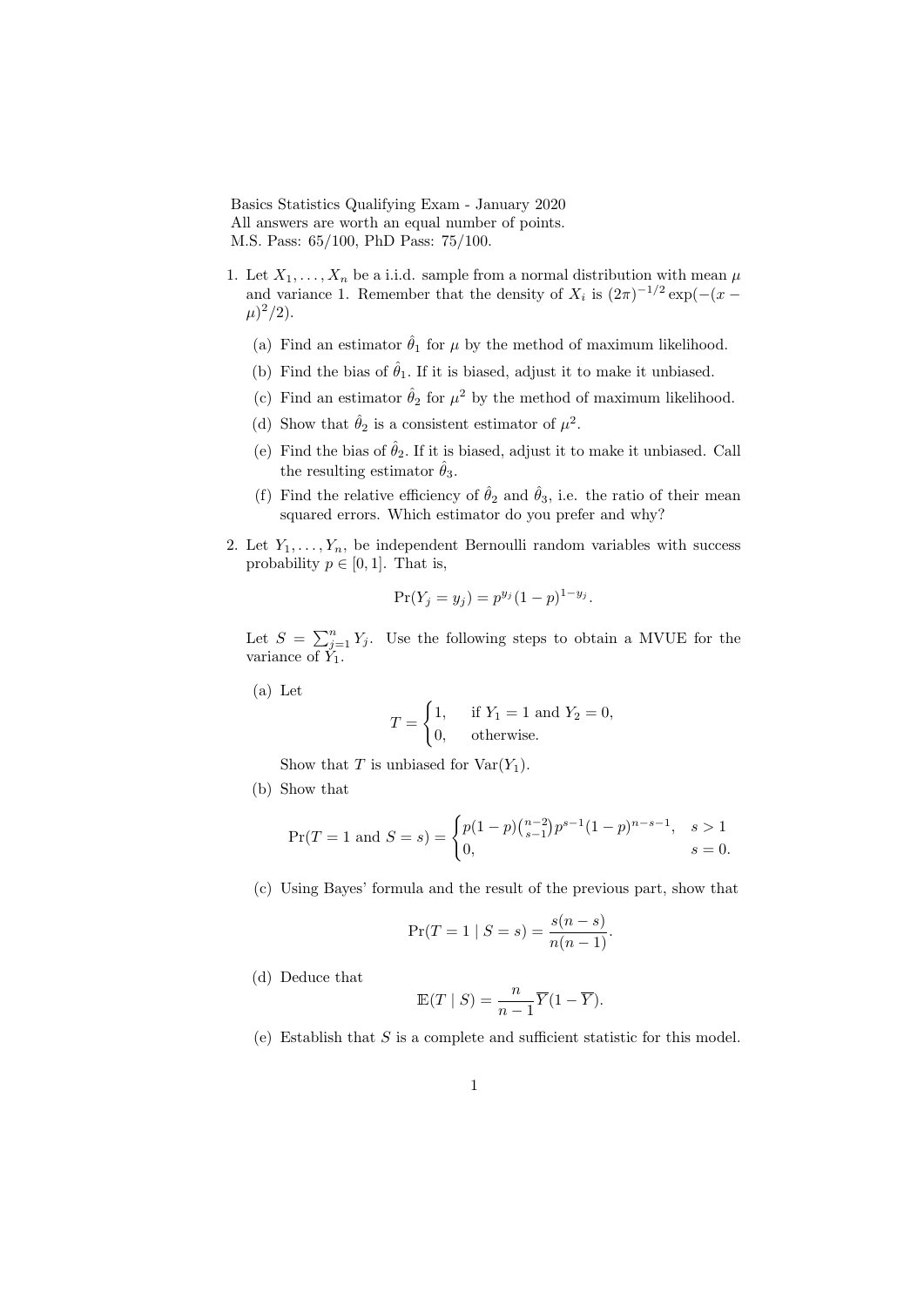Basics Statistics Qualifying Exam - January 2020
All answers are worth an equal number of points.
M.S. Pass: 65/100, PhD Pass: 75/100.

1. Let $X_1, \dots, X_n$ be a i.i.d. sample from a normal distribution with mean $\mu$ and variance 1. Remember that the density of $X_i$ is $(2\pi)^{-1/2} \exp(-(x - \mu)^2/2)$.

   (a) Find an estimator $\hat{\theta}_1$ for $\mu$ by the method of maximum likelihood.

   (b) Find the bias of $\hat{\theta}_1$. If it is biased, adjust it to make it unbiased.

   (c) Find an estimator $\hat{\theta}_2$ for $\mu^2$ by the method of maximum likelihood.

   (d) Show that $\hat{\theta}_2$ is a consistent estimator of $\mu^2$.

   (e) Find the bias of $\hat{\theta}_2$. If it is biased, adjust it to make it unbiased. Call the resulting estimator $\hat{\theta}_3$.

   (f) Find the relative efficiency of $\hat{\theta}_2$ and $\hat{\theta}_3$, i.e. the ratio of their mean squared errors. Which estimator do you prefer and why?

2. Let $Y_1, \dots, Y_n$, be independent Bernoulli random variables with success probability $p \in [0, 1]$. That is,

$$\Pr(Y_j = y_j) = p^{y_j}(1 - p)^{1-y_j}.$$

   Let $S = \sum_{j=1}^{n} Y_j$. Use the following steps to obtain a MVUE for the variance of $Y_1$.

   (a) Let

$$T = \begin{cases} 1, & \text{if } Y_1 = 1 \text{ and } Y_2 = 0, \\ 0, & \text{otherwise.} \end{cases}$$

   Show that $T$ is unbiased for $\mathrm{Var}(Y_1)$.

   (b) Show that

$$\Pr(T = 1 \text{ and } S = s) = \begin{cases} p(1-p)\binom{n-2}{s-1} p^{s-1}(1-p)^{n-s-1}, & s > 1 \\ 0, & s = 0. \end{cases}$$

   (c) Using Bayes' formula and the result of the previous part, show that

$$\Pr(T = 1 \mid S = s) = \frac{s(n-s)}{n(n-1)}.$$

   (d) Deduce that

$$\mathbb{E}(T \mid S) = \frac{n}{n-1}\overline{Y}(1 - \overline{Y}).$$

   (e) Establish that $S$ is a complete and sufficient statistic for this model.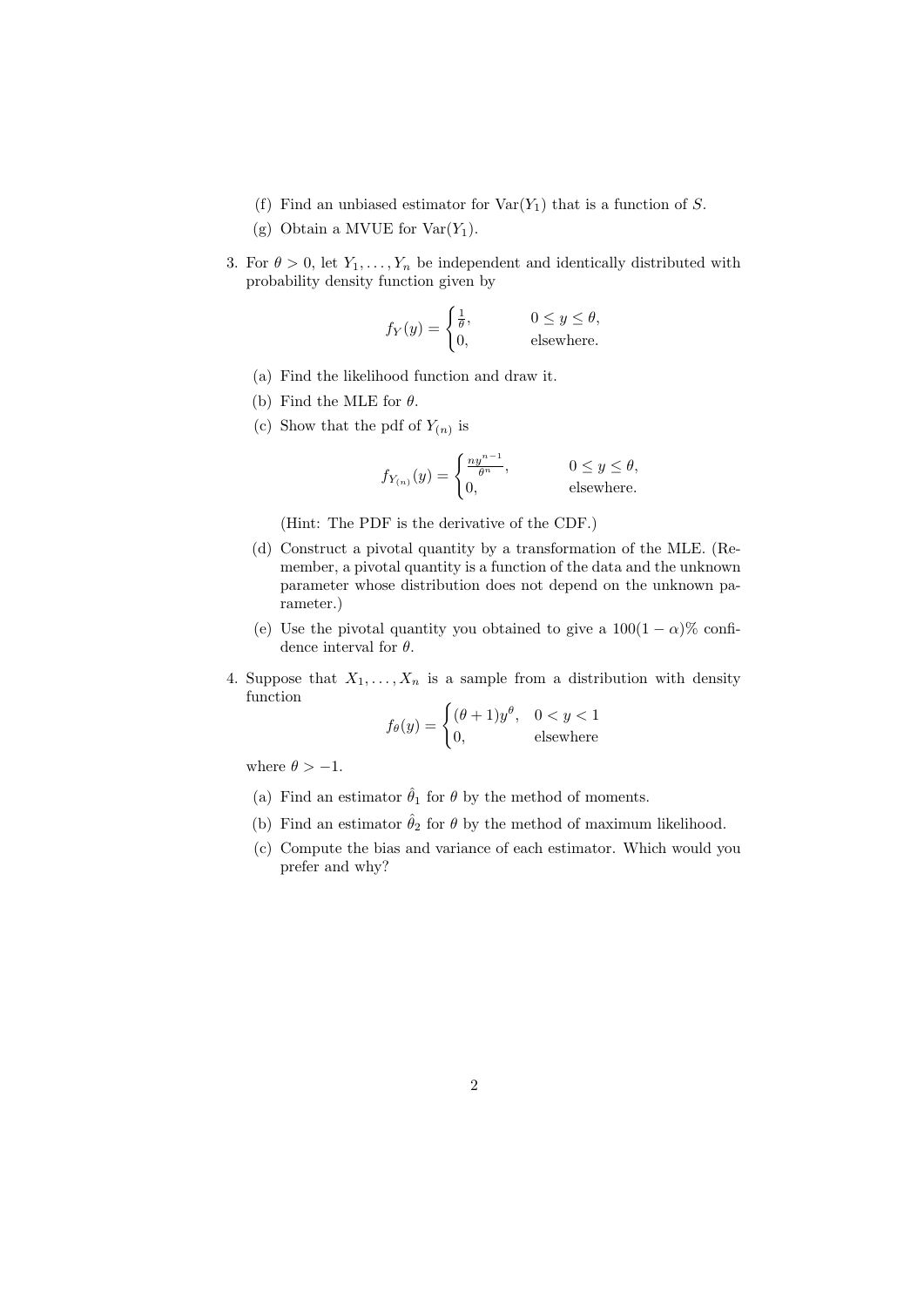(f) Find an unbiased estimator for $\text{Var}(Y_1)$ that is a function of $S$.

(g) Obtain a MVUE for $\text{Var}(Y_1)$.

3. For $\theta > 0$, let $Y_1, \ldots, Y_n$ be independent and identically distributed with probability density function given by

$$f_Y(y) = \begin{cases} \frac{1}{\theta}, & 0 \le y \le \theta, \\ 0, & \text{elsewhere.} \end{cases}$$

   (a) Find the likelihood function and draw it.

   (b) Find the MLE for $\theta$.

   (c) Show that the pdf of $Y_{(n)}$ is

$$f_{Y_{(n)}}(y) = \begin{cases} \frac{ny^{n-1}}{\theta^n}, & 0 \le y \le \theta, \\ 0, & \text{elsewhere.} \end{cases}$$

   (Hint: The PDF is the derivative of the CDF.)

   (d) Construct a pivotal quantity by a transformation of the MLE. (Remember, a pivotal quantity is a function of the data and the unknown parameter whose distribution does not depend on the unknown parameter.)

   (e) Use the pivotal quantity you obtained to give a $100(1-\alpha)\%$ confidence interval for $\theta$.

4. Suppose that $X_1, \ldots, X_n$ is a sample from a distribution with density function

$$f_\theta(y) = \begin{cases} (\theta+1)y^\theta, & 0 < y < 1 \\ 0, & \text{elsewhere} \end{cases}$$

   where $\theta > -1$.

   (a) Find an estimator $\hat{\theta}_1$ for $\theta$ by the method of moments.

   (b) Find an estimator $\hat{\theta}_2$ for $\theta$ by the method of maximum likelihood.

   (c) Compute the bias and variance of each estimator. Which would you prefer and why?